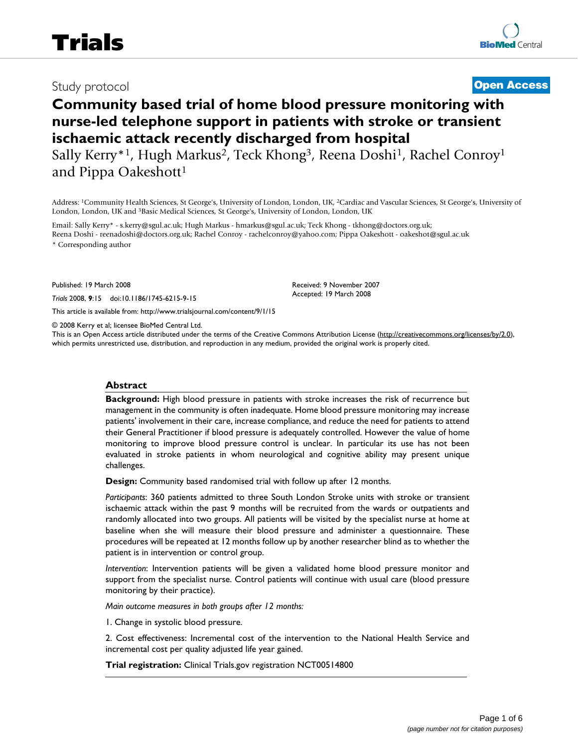Study protocol

**Open Access**

# Community based trial of home blood pressure monitoring with nurse-led telephone support in patients with stroke or transient ischaemic attack recently discharged from hospital

Sally Kerry*[1], Hugh Markus[2], Teck Khong[3], Reena Doshi[1], Rachel Conroy[1] and Pippa Oakeshott[1]

Address: [1]Community Health Sciences, St George's, University of London, London, UK, [2]Cardiac and Vascular Sciences, St George's, University of London, London, UK and [3]Basic Medical Sciences, St George's, University of London, London, UK

Email: Sally Kerry* - s.kerry@sgul.ac.uk; Hugh Markus - hmarkus@sgul.ac.uk; Teck Khong - tkhong@doctors.org.uk; Reena Doshi - reenadoshi@doctors.org.uk; Rachel Conroy - rachelconroy@yahoo.com; Pippa Oakeshott - oakeshot@sgul.ac.uk

\* Corresponding author

Published: 19 March 2008

*Trials* 2008, **9**:15 doi:10.1186/1745-6215-9-15

Received: 9 November 2007
Accepted: 19 March 2008

This article is available from: http://www.trialsjournal.com/content/9/1/15

© 2008 Kerry et al; licensee BioMed Central Ltd.

This is an Open Access article distributed under the terms of the Creative Commons Attribution License (http://creativecommons.org/licenses/by/2.0), which permits unrestricted use, distribution, and reproduction in any medium, provided the original work is properly cited.

## Abstract

**Background:** High blood pressure in patients with stroke increases the risk of recurrence but management in the community is often inadequate. Home blood pressure monitoring may increase patients' involvement in their care, increase compliance, and reduce the need for patients to attend their General Practitioner if blood pressure is adequately controlled. However the value of home monitoring to improve blood pressure control is unclear. In particular its use has not been evaluated in stroke patients in whom neurological and cognitive ability may present unique challenges.

**Design:** Community based randomised trial with follow up after 12 months.

*Participants*: 360 patients admitted to three South London Stroke units with stroke or transient ischaemic attack within the past 9 months will be recruited from the wards or outpatients and randomly allocated into two groups. All patients will be visited by the specialist nurse at home at baseline when she will measure their blood pressure and administer a questionnaire. These procedures will be repeated at 12 months follow up by another researcher blind as to whether the patient is in intervention or control group.

*Intervention*: Intervention patients will be given a validated home blood pressure monitor and support from the specialist nurse. Control patients will continue with usual care (blood pressure monitoring by their practice).

*Main outcome measures in both groups after 12 months:*

1. Change in systolic blood pressure.

2. Cost effectiveness: Incremental cost of the intervention to the National Health Service and incremental cost per quality adjusted life year gained.

**Trial registration:** Clinical Trials.gov registration NCT00514800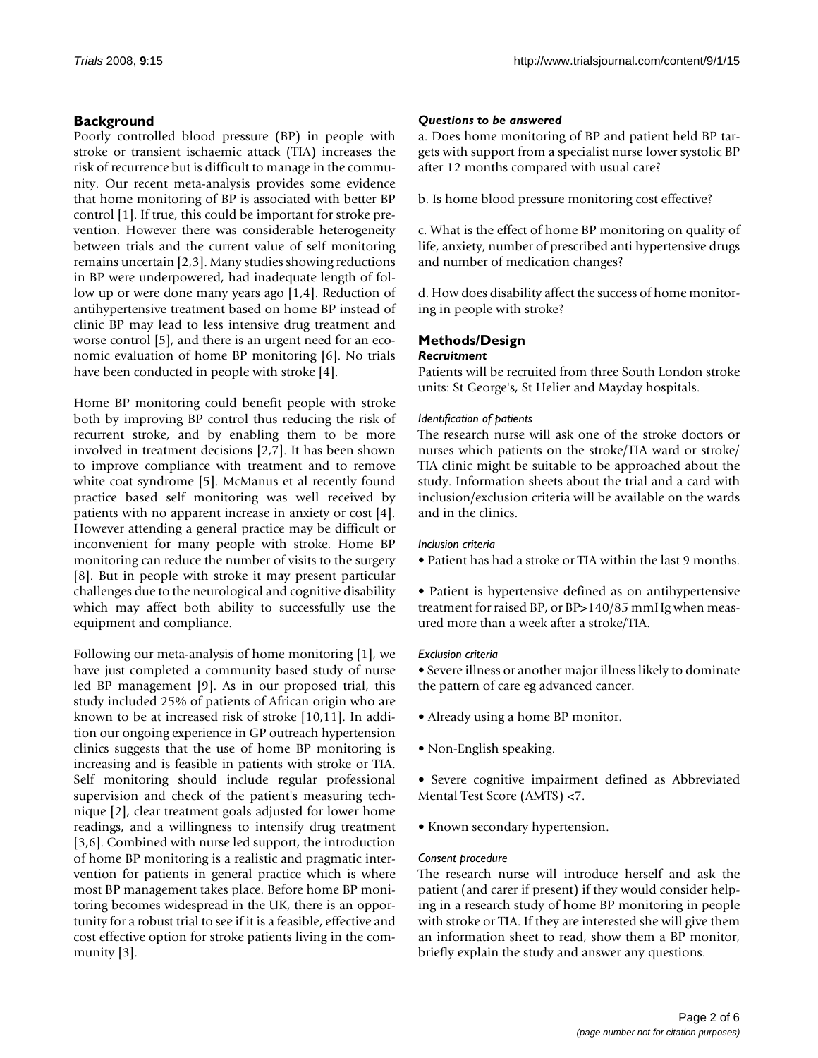## Background

Poorly controlled blood pressure (BP) in people with stroke or transient ischaemic attack (TIA) increases the risk of recurrence but is difficult to manage in the community. Our recent meta-analysis provides some evidence that home monitoring of BP is associated with better BP control [1]. If true, this could be important for stroke prevention. However there was considerable heterogeneity between trials and the current value of self monitoring remains uncertain [2,3]. Many studies showing reductions in BP were underpowered, had inadequate length of follow up or were done many years ago [1,4]. Reduction of antihypertensive treatment based on home BP instead of clinic BP may lead to less intensive drug treatment and worse control [5], and there is an urgent need for an economic evaluation of home BP monitoring [6]. No trials have been conducted in people with stroke [4].

Home BP monitoring could benefit people with stroke both by improving BP control thus reducing the risk of recurrent stroke, and by enabling them to be more involved in treatment decisions [2,7]. It has been shown to improve compliance with treatment and to remove white coat syndrome [5]. McManus et al recently found practice based self monitoring was well received by patients with no apparent increase in anxiety or cost [4]. However attending a general practice may be difficult or inconvenient for many people with stroke. Home BP monitoring can reduce the number of visits to the surgery [8]. But in people with stroke it may present particular challenges due to the neurological and cognitive disability which may affect both ability to successfully use the equipment and compliance.

Following our meta-analysis of home monitoring [1], we have just completed a community based study of nurse led BP management [9]. As in our proposed trial, this study included 25% of patients of African origin who are known to be at increased risk of stroke [10,11]. In addition our ongoing experience in GP outreach hypertension clinics suggests that the use of home BP monitoring is increasing and is feasible in patients with stroke or TIA. Self monitoring should include regular professional supervision and check of the patient's measuring technique [2], clear treatment goals adjusted for lower home readings, and a willingness to intensify drug treatment [3,6]. Combined with nurse led support, the introduction of home BP monitoring is a realistic and pragmatic intervention for patients in general practice which is where most BP management takes place. Before home BP monitoring becomes widespread in the UK, there is an opportunity for a robust trial to see if it is a feasible, effective and cost effective option for stroke patients living in the community [3].

### *Questions to be answered*

a. Does home monitoring of BP and patient held BP targets with support from a specialist nurse lower systolic BP after 12 months compared with usual care?

b. Is home blood pressure monitoring cost effective?

c. What is the effect of home BP monitoring on quality of life, anxiety, number of prescribed anti hypertensive drugs and number of medication changes?

d. How does disability affect the success of home monitoring in people with stroke?

## Methods/Design

### *Recruitment*

Patients will be recruited from three South London stroke units: St George's, St Helier and Mayday hospitals.

#### *Identification of patients*

The research nurse will ask one of the stroke doctors or nurses which patients on the stroke/TIA ward or stroke/TIA clinic might be suitable to be approached about the study. Information sheets about the trial and a card with inclusion/exclusion criteria will be available on the wards and in the clinics.

#### *Inclusion criteria*

- Patient has had a stroke or TIA within the last 9 months.
- Patient is hypertensive defined as on antihypertensive treatment for raised BP, or BP>140/85 mmHg when measured more than a week after a stroke/TIA.

#### *Exclusion criteria*

- Severe illness or another major illness likely to dominate the pattern of care eg advanced cancer.
- Already using a home BP monitor.
- Non-English speaking.
- Severe cognitive impairment defined as Abbreviated Mental Test Score (AMTS) <7.
- Known secondary hypertension.

#### *Consent procedure*

The research nurse will introduce herself and ask the patient (and carer if present) if they would consider helping in a research study of home BP monitoring in people with stroke or TIA. If they are interested she will give them an information sheet to read, show them a BP monitor, briefly explain the study and answer any questions.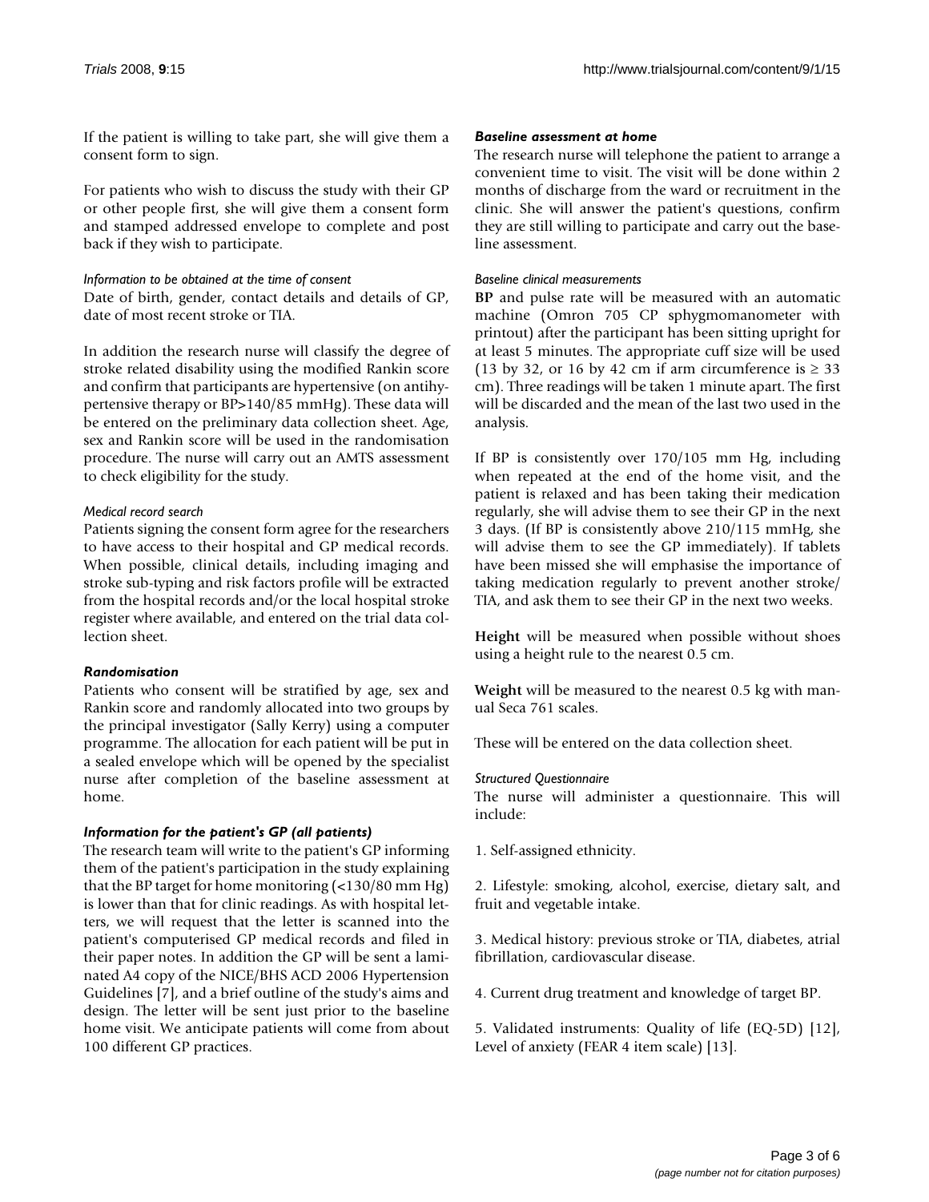If the patient is willing to take part, she will give them a consent form to sign.

For patients who wish to discuss the study with their GP or other people first, she will give them a consent form and stamped addressed envelope to complete and post back if they wish to participate.

#### *Information to be obtained at the time of consent*

Date of birth, gender, contact details and details of GP, date of most recent stroke or TIA.

In addition the research nurse will classify the degree of stroke related disability using the modified Rankin score and confirm that participants are hypertensive (on antihypertensive therapy or BP>140/85 mmHg). These data will be entered on the preliminary data collection sheet. Age, sex and Rankin score will be used in the randomisation procedure. The nurse will carry out an AMTS assessment to check eligibility for the study.

#### *Medical record search*

Patients signing the consent form agree for the researchers to have access to their hospital and GP medical records. When possible, clinical details, including imaging and stroke sub-typing and risk factors profile will be extracted from the hospital records and/or the local hospital stroke register where available, and entered on the trial data collection sheet.

### *Randomisation*

Patients who consent will be stratified by age, sex and Rankin score and randomly allocated into two groups by the principal investigator (Sally Kerry) using a computer programme. The allocation for each patient will be put in a sealed envelope which will be opened by the specialist nurse after completion of the baseline assessment at home.

### *Information for the patient's GP (all patients)*

The research team will write to the patient's GP informing them of the patient's participation in the study explaining that the BP target for home monitoring (<130/80 mm Hg) is lower than that for clinic readings. As with hospital letters, we will request that the letter is scanned into the patient's computerised GP medical records and filed in their paper notes. In addition the GP will be sent a laminated A4 copy of the NICE/BHS ACD 2006 Hypertension Guidelines [7], and a brief outline of the study's aims and design. The letter will be sent just prior to the baseline home visit. We anticipate patients will come from about 100 different GP practices.

### *Baseline assessment at home*

The research nurse will telephone the patient to arrange a convenient time to visit. The visit will be done within 2 months of discharge from the ward or recruitment in the clinic. She will answer the patient's questions, confirm they are still willing to participate and carry out the baseline assessment.

#### *Baseline clinical measurements*

**BP** and pulse rate will be measured with an automatic machine (Omron 705 CP sphygmomanometer with printout) after the participant has been sitting upright for at least 5 minutes. The appropriate cuff size will be used (13 by 32, or 16 by 42 cm if arm circumference is ≥ 33 cm). Three readings will be taken 1 minute apart. The first will be discarded and the mean of the last two used in the analysis.

If BP is consistently over 170/105 mm Hg, including when repeated at the end of the home visit, and the patient is relaxed and has been taking their medication regularly, she will advise them to see their GP in the next 3 days. (If BP is consistently above 210/115 mmHg, she will advise them to see the GP immediately). If tablets have been missed she will emphasise the importance of taking medication regularly to prevent another stroke/TIA, and ask them to see their GP in the next two weeks.

**Height** will be measured when possible without shoes using a height rule to the nearest 0.5 cm.

**Weight** will be measured to the nearest 0.5 kg with manual Seca 761 scales.

These will be entered on the data collection sheet.

#### *Structured Questionnaire*

The nurse will administer a questionnaire. This will include:

1. Self-assigned ethnicity.

2. Lifestyle: smoking, alcohol, exercise, dietary salt, and fruit and vegetable intake.

3. Medical history: previous stroke or TIA, diabetes, atrial fibrillation, cardiovascular disease.

4. Current drug treatment and knowledge of target BP.

5. Validated instruments: Quality of life (EQ-5D) [12], Level of anxiety (FEAR 4 item scale) [13].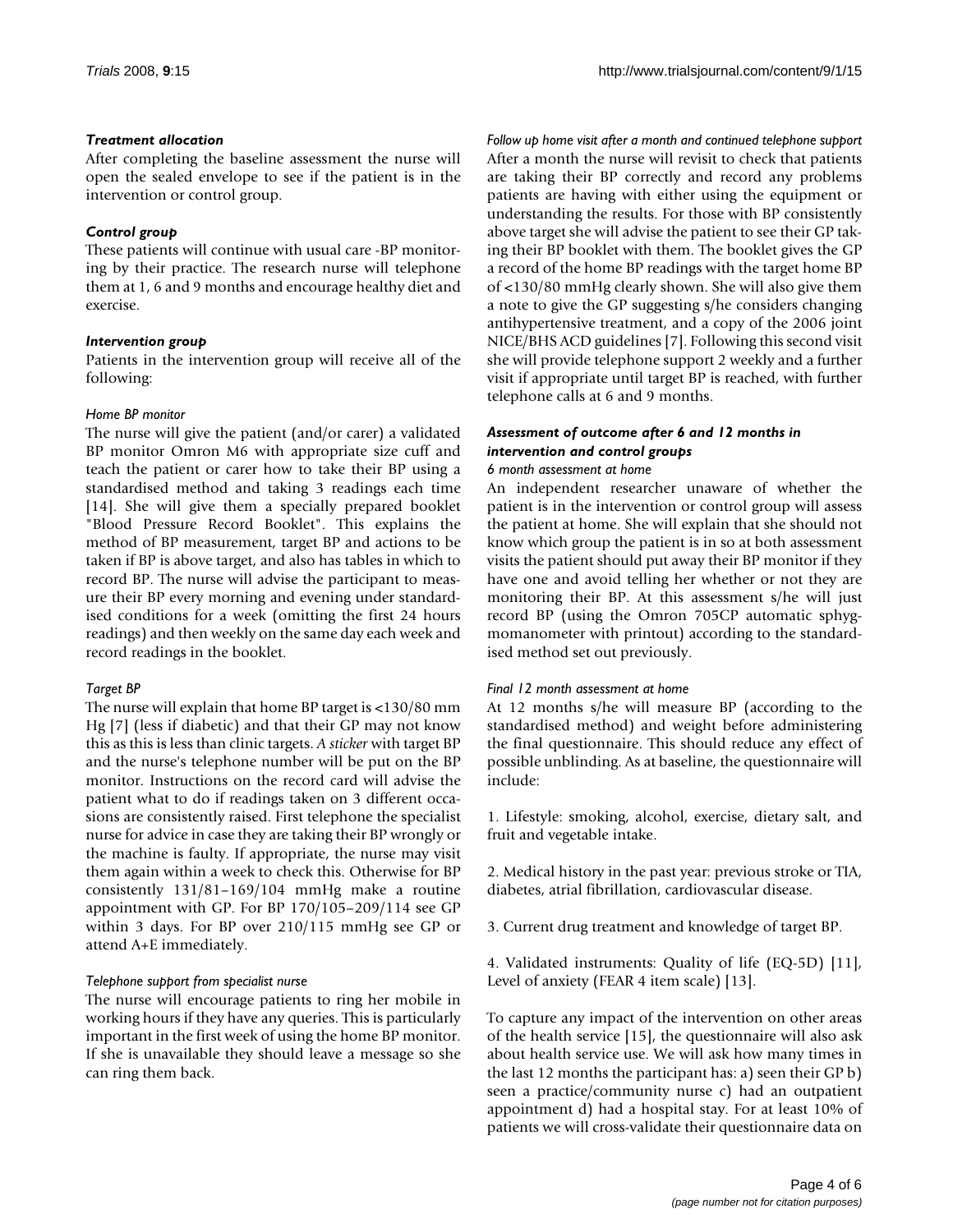#### *Treatment allocation*

After completing the baseline assessment the nurse will open the sealed envelope to see if the patient is in the intervention or control group.

#### *Control group*

These patients will continue with usual care -BP monitoring by their practice. The research nurse will telephone them at 1, 6 and 9 months and encourage healthy diet and exercise.

#### *Intervention group*

Patients in the intervention group will receive all of the following:

##### *Home BP monitor*

The nurse will give the patient (and/or carer) a validated BP monitor Omron M6 with appropriate size cuff and teach the patient or carer how to take their BP using a standardised method and taking 3 readings each time [14]. She will give them a specially prepared booklet "Blood Pressure Record Booklet". This explains the method of BP measurement, target BP and actions to be taken if BP is above target, and also has tables in which to record BP. The nurse will advise the participant to measure their BP every morning and evening under standardised conditions for a week (omitting the first 24 hours readings) and then weekly on the same day each week and record readings in the booklet.

##### *Target BP*

The nurse will explain that home BP target is <130/80 mm Hg [7] (less if diabetic) and that their GP may not know this as this is less than clinic targets. *A sticker* with target BP and the nurse's telephone number will be put on the BP monitor. Instructions on the record card will advise the patient what to do if readings taken on 3 different occasions are consistently raised. First telephone the specialist nurse for advice in case they are taking their BP wrongly or the machine is faulty. If appropriate, the nurse may visit them again within a week to check this. Otherwise for BP consistently 131/81–169/104 mmHg make a routine appointment with GP. For BP 170/105–209/114 see GP within 3 days. For BP over 210/115 mmHg see GP or attend A+E immediately.

##### *Telephone support from specialist nurse*

The nurse will encourage patients to ring her mobile in working hours if they have any queries. This is particularly important in the first week of using the home BP monitor. If she is unavailable they should leave a message so she can ring them back.

##### *Follow up home visit after a month and continued telephone support*

After a month the nurse will revisit to check that patients are taking their BP correctly and record any problems patients are having with either using the equipment or understanding the results. For those with BP consistently above target she will advise the patient to see their GP taking their BP booklet with them. The booklet gives the GP a record of the home BP readings with the target home BP of <130/80 mmHg clearly shown. She will also give them a note to give the GP suggesting s/he considers changing antihypertensive treatment, and a copy of the 2006 joint NICE/BHS ACD guidelines [7]. Following this second visit she will provide telephone support 2 weekly and a further visit if appropriate until target BP is reached, with further telephone calls at 6 and 9 months.

#### *Assessment of outcome after 6 and 12 months in intervention and control groups*

##### *6 month assessment at home*

An independent researcher unaware of whether the patient is in the intervention or control group will assess the patient at home. She will explain that she should not know which group the patient is in so at both assessment visits the patient should put away their BP monitor if they have one and avoid telling her whether or not they are monitoring their BP. At this assessment s/he will just record BP (using the Omron 705CP automatic sphygmomanometer with printout) according to the standardised method set out previously.

##### *Final 12 month assessment at home*

At 12 months s/he will measure BP (according to the standardised method) and weight before administering the final questionnaire. This should reduce any effect of possible unblinding. As at baseline, the questionnaire will include:

1. Lifestyle: smoking, alcohol, exercise, dietary salt, and fruit and vegetable intake.

2. Medical history in the past year: previous stroke or TIA, diabetes, atrial fibrillation, cardiovascular disease.

3. Current drug treatment and knowledge of target BP.

4. Validated instruments: Quality of life (EQ-5D) [11], Level of anxiety (FEAR 4 item scale) [13].

To capture any impact of the intervention on other areas of the health service [15], the questionnaire will also ask about health service use. We will ask how many times in the last 12 months the participant has: a) seen their GP b) seen a practice/community nurse c) had an outpatient appointment d) had a hospital stay. For at least 10% of patients we will cross-validate their questionnaire data on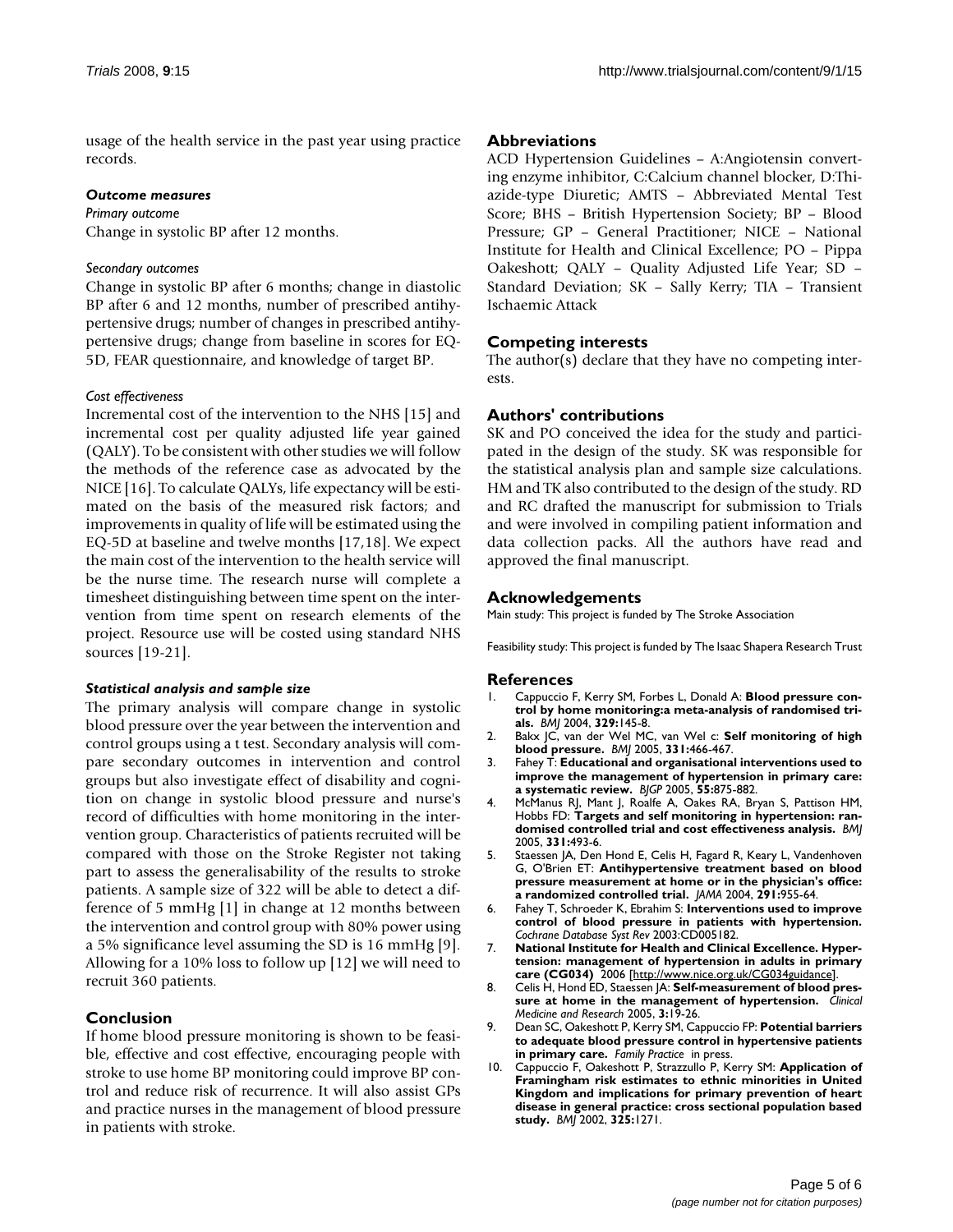usage of the health service in the past year using practice records.

### *Outcome measures*

*Primary outcome*

Change in systolic BP after 12 months.

*Secondary outcomes*

Change in systolic BP after 6 months; change in diastolic BP after 6 and 12 months, number of prescribed antihypertensive drugs; number of changes in prescribed antihypertensive drugs; change from baseline in scores for EQ-5D, FEAR questionnaire, and knowledge of target BP.

*Cost effectiveness*

Incremental cost of the intervention to the NHS [15] and incremental cost per quality adjusted life year gained (QALY). To be consistent with other studies we will follow the methods of the reference case as advocated by the NICE [16]. To calculate QALYs, life expectancy will be estimated on the basis of the measured risk factors; and improvements in quality of life will be estimated using the EQ-5D at baseline and twelve months [17,18]. We expect the main cost of the intervention to the health service will be the nurse time. The research nurse will complete a timesheet distinguishing between time spent on the intervention from time spent on research elements of the project. Resource use will be costed using standard NHS sources [19-21].

### *Statistical analysis and sample size*

The primary analysis will compare change in systolic blood pressure over the year between the intervention and control groups using a t test. Secondary analysis will compare secondary outcomes in intervention and control groups but also investigate effect of disability and cognition on change in systolic blood pressure and nurse's record of difficulties with home monitoring in the intervention group. Characteristics of patients recruited will be compared with those on the Stroke Register not taking part to assess the generalisability of the results to stroke patients. A sample size of 322 will be able to detect a difference of 5 mmHg [1] in change at 12 months between the intervention and control group with 80% power using a 5% significance level assuming the SD is 16 mmHg [9]. Allowing for a 10% loss to follow up [12] we will need to recruit 360 patients.

## Conclusion

If home blood pressure monitoring is shown to be feasible, effective and cost effective, encouraging people with stroke to use home BP monitoring could improve BP control and reduce risk of recurrence. It will also assist GPs and practice nurses in the management of blood pressure in patients with stroke.

## Abbreviations

ACD Hypertension Guidelines – A:Angiotensin converting enzyme inhibitor, C:Calcium channel blocker, D:Thiazide-type Diuretic; AMTS – Abbreviated Mental Test Score; BHS – British Hypertension Society; BP – Blood Pressure; GP – General Practitioner; NICE – National Institute for Health and Clinical Excellence; PO – Pippa Oakeshott; QALY – Quality Adjusted Life Year; SD – Standard Deviation; SK – Sally Kerry; TIA – Transient Ischaemic Attack

## Competing interests

The author(s) declare that they have no competing interests.

## Authors' contributions

SK and PO conceived the idea for the study and participated in the design of the study. SK was responsible for the statistical analysis plan and sample size calculations. HM and TK also contributed to the design of the study. RD and RC drafted the manuscript for submission to Trials and were involved in compiling patient information and data collection packs. All the authors have read and approved the final manuscript.

## Acknowledgements

Main study: This project is funded by The Stroke Association

Feasibility study: This project is funded by The Isaac Shapera Research Trust

## References

1. Cappuccio F, Kerry SM, Forbes L, Donald A: **Blood pressure control by home monitoring:a meta-analysis of randomised trials.** *BMJ* 2004, **329:**145-8.
2. Bakx JC, van der Wel MC, van Wel c: **Self monitoring of high blood pressure.** *BMJ* 2005, **331:**466-467.
3. Fahey T: **Educational and organisational interventions used to improve the management of hypertension in primary care: a systematic review.** *BJGP* 2005, **55:**875-882.
4. McManus RJ, Mant J, Roalfe A, Oakes RA, Bryan S, Pattison HM, Hobbs FD: **Targets and self monitoring in hypertension: randomised controlled trial and cost effectiveness analysis.** *BMJ* 2005, **331:**493-6.
5. Staessen JA, Den Hond E, Celis H, Fagard R, Keary L, Vandenhoven G, O'Brien ET: **Antihypertensive treatment based on blood pressure measurement at home or in the physician's office: a randomized controlled trial.** *JAMA* 2004, **291:**955-64.
6. Fahey T, Schroeder K, Ebrahim S: **Interventions used to improve control of blood pressure in patients with hypertension.** *Cochrane Database Syst Rev* 2003:CD005182.
7. **National Institute for Health and Clinical Excellence. Hypertension: management of hypertension in adults in primary care (CG034)** 2006 [http://www.nice.org.uk/CG034guidance].
8. Celis H, Hond ED, Staessen JA: **Self-measurement of blood pressure at home in the management of hypertension.** *Clinical Medicine and Research* 2005, **3:**19-26.
9. Dean SC, Oakeshott P, Kerry SM, Cappuccio FP: **Potential barriers to adequate blood pressure control in hypertensive patients in primary care.** *Family Practice* in press.
10. Cappuccio F, Oakeshott P, Strazzullo P, Kerry SM: **Application of Framingham risk estimates to ethnic minorities in United Kingdom and implications for primary prevention of heart disease in general practice: cross sectional population based study.** *BMJ* 2002, **325:**1271.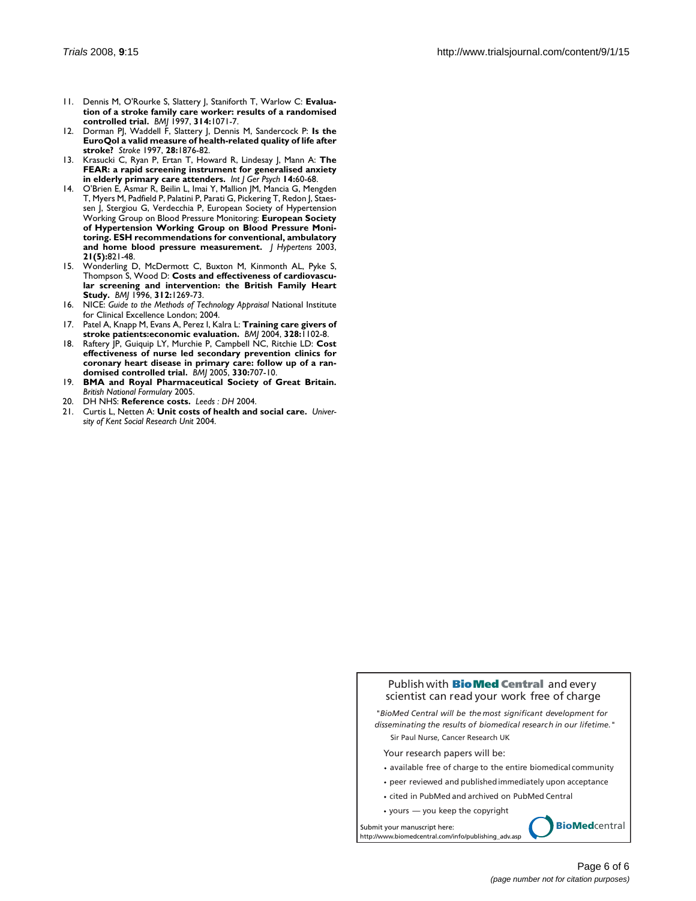11. Dennis M, O'Rourke S, Slattery J, Staniforth T, Warlow C: **Evaluation of a stroke family care worker: results of a randomised controlled trial.** *BMJ* 1997, **314:**1071-7.
12. Dorman PJ, Waddell F, Slattery J, Dennis M, Sandercock P: **Is the EuroQol a valid measure of health-related quality of life after stroke?** *Stroke* 1997, **28:**1876-82.
13. Krasucki C, Ryan P, Ertan T, Howard R, Lindesay J, Mann A: **The FEAR: a rapid screening instrument for generalised anxiety in elderly primary care attenders.** *Int J Ger Psych* **14:**60-68.
14. O'Brien E, Asmar R, Beilin L, Imai Y, Mallion JM, Mancia G, Mengden T, Myers M, Padfield P, Palatini P, Parati G, Pickering T, Redon J, Staessen J, Stergiou G, Verdecchia P, European Society of Hypertension Working Group on Blood Pressure Monitoring: **European Society of Hypertension Working Group on Blood Pressure Monitoring. ESH recommendations for conventional, ambulatory and home blood pressure measurement.** *J Hypertens* 2003, **21(5):**821-48.
15. Wonderling D, McDermott C, Buxton M, Kinmonth AL, Pyke S, Thompson S, Wood D: **Costs and effectiveness of cardiovascular screening and intervention: the British Family Heart Study.** *BMJ* 1996, **312:**1269-73.
16. NICE: *Guide to the Methods of Technology Appraisal* National Institute for Clinical Excellence London; 2004.
17. Patel A, Knapp M, Evans A, Perez I, Kalra L: **Training care givers of stroke patients:economic evaluation.** *BMJ* 2004, **328:**1102-8.
18. Raftery JP, Guiquip LY, Murchie P, Campbell NC, Ritchie LD: **Cost effectiveness of nurse led secondary prevention clinics for coronary heart disease in primary care: follow up of a randomised controlled trial.** *BMJ* 2005, **330:**707-10.
19. **BMA and Royal Pharmaceutical Society of Great Britain.** *British National Formulary* 2005.
20. DH NHS: **Reference costs.** *Leeds : DH* 2004.
21. Curtis L, Netten A: **Unit costs of health and social care.** *University of Kent Social Research Unit* 2004.

Publish with **BioMed Central** and every scientist can read your work free of charge

*"BioMed Central will be the most significant development for disseminating the results of biomedical research in our lifetime."*

Sir Paul Nurse, Cancer Research UK

Your research papers will be:

- available free of charge to the entire biomedical community
- peer reviewed and published immediately upon acceptance
- cited in PubMed and archived on PubMed Central
- yours — you keep the copyright

Submit your manuscript here:
http://www.biomedcentral.com/info/publishing_adv.asp

**BioMed**central